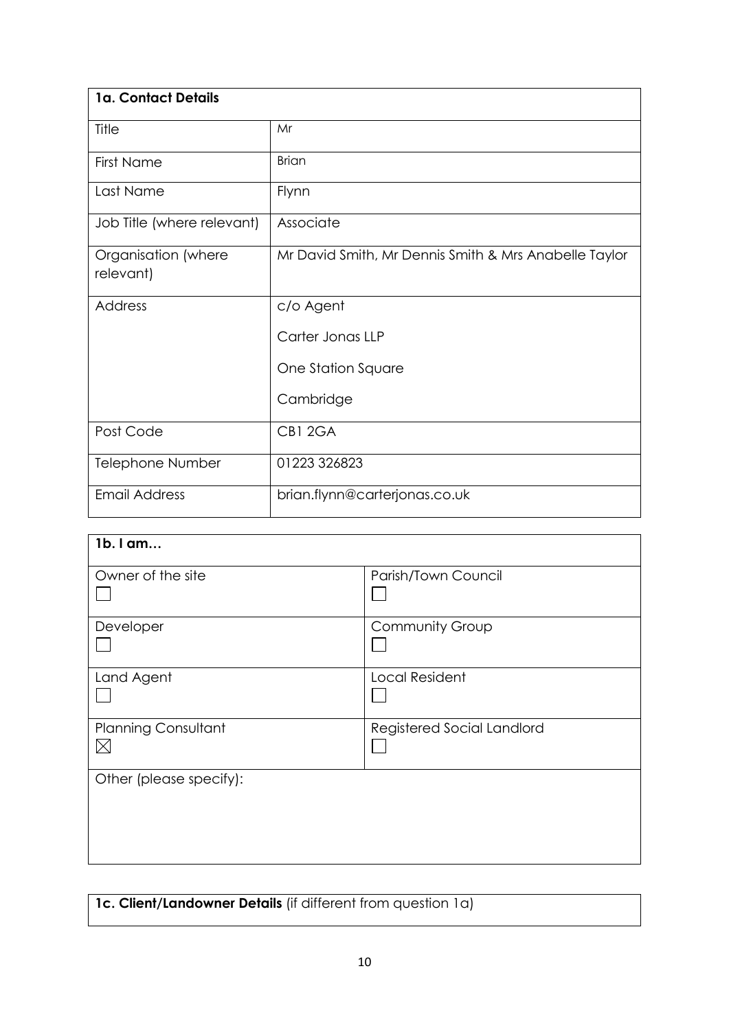| **1a. Contact Details** | |
|---|---|
| Title | Mr |
| First Name | Brian |
| Last Name | Flynn |
| Job Title (where relevant) | Associate |
| Organisation (where relevant) | Mr David Smith, Mr Dennis Smith & Mrs Anabelle Taylor |
| Address | c/o Agent<br>Carter Jonas LLP<br>One Station Square<br>Cambridge |
| Post Code | CB1 2GA |
| Telephone Number | 01223 326823 |
| Email Address | brian.flynn@carterjonas.co.uk |

| **1b. I am…** | |
|---|---|
| Owner of the site ☐ | Parish/Town Council ☐ |
| Developer ☐ | Community Group ☐ |
| Land Agent ☐ | Local Resident ☐ |
| Planning Consultant ☒ | Registered Social Landlord ☐ |
| Other (please specify): | |

| **1c. Client/Landowner Details** (if different from question 1a) |
|---|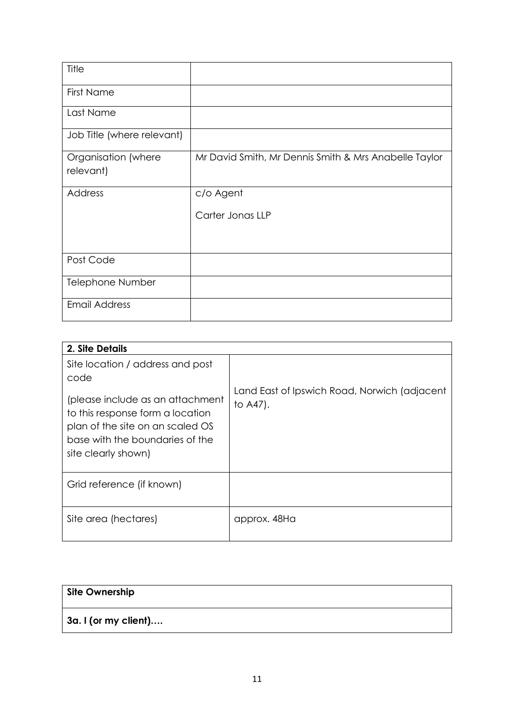| Title | |
|---|---|
| First Name | |
| Last Name | |
| Job Title (where relevant) | |
| Organisation (where relevant) | Mr David Smith, Mr Dennis Smith & Mrs Anabelle Taylor |
| Address | c/o Agent<br><br>Carter Jonas LLP |
| Post Code | |
| Telephone Number | |
| Email Address | |

| **2. Site Details** | |
|---|---|
| Site location / address and post code<br><br>(please include as an attachment to this response form a location plan of the site on an scaled OS base with the boundaries of the site clearly shown) | Land East of Ipswich Road, Norwich (adjacent to A47). |
| Grid reference (if known) | |
| Site area (hectares) | approx. 48Ha |

| **Site Ownership** |
|---|
| **3a. I (or my client)….** |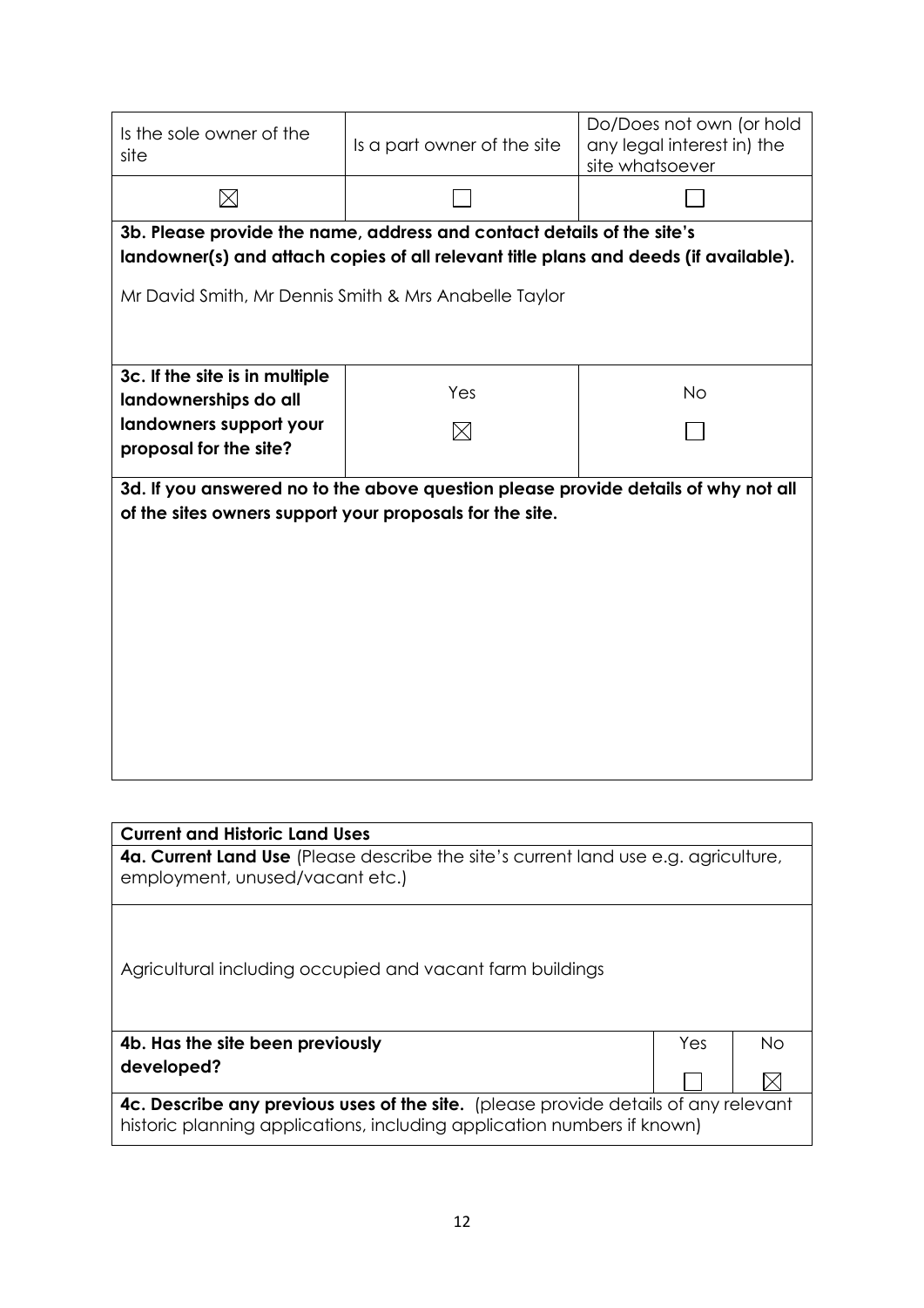| Is the sole owner of the site | Is a part owner of the site | Do/Does not own (or hold any legal interest in) the site whatsoever |
|---|---|---|
| ☒ | ☐ | ☐ |

**3b. Please provide the name, address and contact details of the site's landowner(s) and attach copies of all relevant title plans and deeds (if available).**

Mr David Smith, Mr Dennis Smith & Mrs Anabelle Taylor

| 3c. If the site is in multiple landownerships do all landowners support your proposal for the site? | Yes | No |
|---|---|---|
| | ☒ | ☐ |

**3d. If you answered no to the above question please provide details of why not all of the sites owners support your proposals for the site.**

**Current and Historic Land Uses**

**4a. Current Land Use** (Please describe the site's current land use e.g. agriculture, employment, unused/vacant etc.)

Agricultural including occupied and vacant farm buildings

| 4b. Has the site been previously developed? | Yes | No |
|---|---|---|
| | ☐ | ☒ |

**4c. Describe any previous uses of the site.** (please provide details of any relevant historic planning applications, including application numbers if known)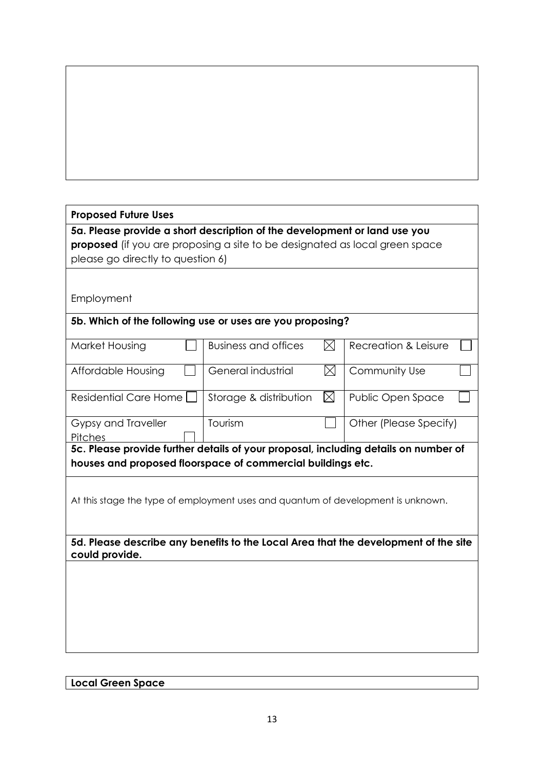**Proposed Future Uses**

**5a. Please provide a short description of the development or land use you proposed** (if you are proposing a site to be designated as local green space please go directly to question 6)

Employment

**5b. Which of the following use or uses are you proposing?**

| | | | | | |
|---|---|---|---|---|---|
| Market Housing | ☐ | Business and offices | ☒ | Recreation & Leisure | ☐ |
| Affordable Housing | ☐ | General industrial | ☒ | Community Use | ☐ |
| Residential Care Home | ☐ | Storage & distribution | ☒ | Public Open Space | ☐ |
| Gypsy and Traveller Pitches | ☐ | Tourism | ☐ | Other (Please Specify) | |

**5c. Please provide further details of your proposal, including details on number of houses and proposed floorspace of commercial buildings etc.**

At this stage the type of employment uses and quantum of development is unknown.

**5d. Please describe any benefits to the Local Area that the development of the site could provide.**

**Local Green Space**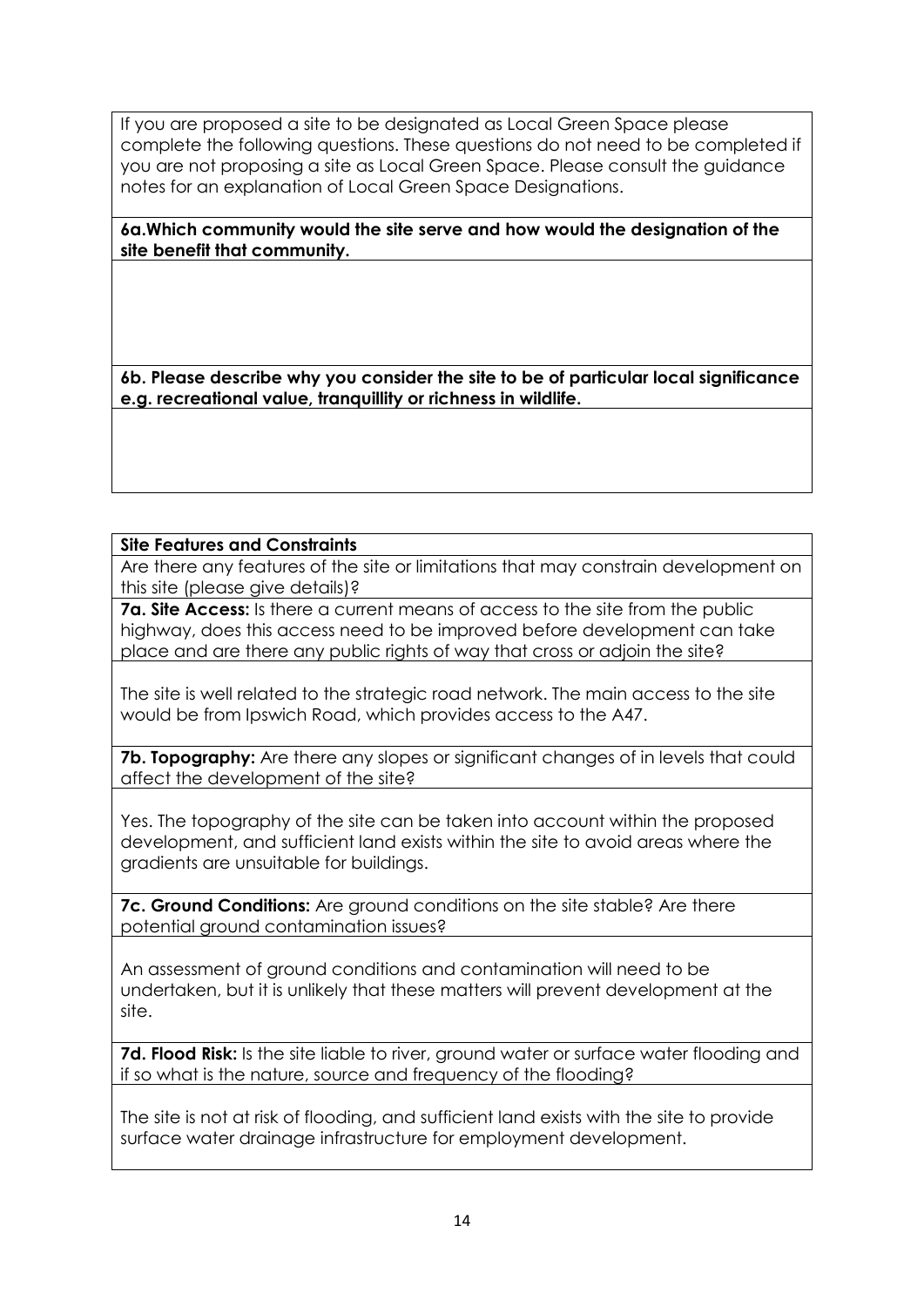If you are proposed a site to be designated as Local Green Space please complete the following questions. These questions do not need to be completed if you are not proposing a site as Local Green Space. Please consult the guidance notes for an explanation of Local Green Space Designations.

**6a.Which community would the site serve and how would the designation of the site benefit that community.**

**6b. Please describe why you consider the site to be of particular local significance e.g. recreational value, tranquillity or richness in wildlife.**

**Site Features and Constraints**

Are there any features of the site or limitations that may constrain development on this site (please give details)?

**7a. Site Access:** Is there a current means of access to the site from the public highway, does this access need to be improved before development can take place and are there any public rights of way that cross or adjoin the site?

The site is well related to the strategic road network. The main access to the site would be from Ipswich Road, which provides access to the A47.

**7b. Topography:** Are there any slopes or significant changes of in levels that could affect the development of the site?

Yes. The topography of the site can be taken into account within the proposed development, and sufficient land exists within the site to avoid areas where the gradients are unsuitable for buildings.

**7c. Ground Conditions:** Are ground conditions on the site stable? Are there potential ground contamination issues?

An assessment of ground conditions and contamination will need to be undertaken, but it is unlikely that these matters will prevent development at the site.

**7d. Flood Risk:** Is the site liable to river, ground water or surface water flooding and if so what is the nature, source and frequency of the flooding?

The site is not at risk of flooding, and sufficient land exists with the site to provide surface water drainage infrastructure for employment development.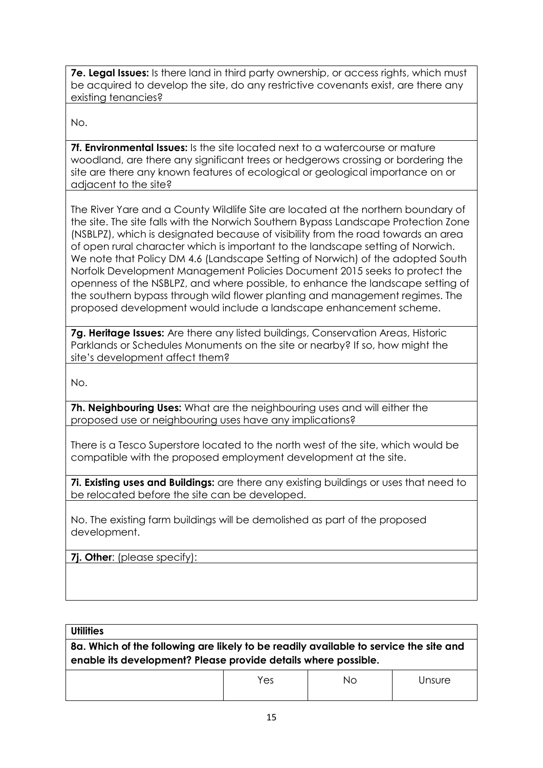**7e. Legal Issues:** Is there land in third party ownership, or access rights, which must be acquired to develop the site, do any restrictive covenants exist, are there any existing tenancies?

No.

**7f. Environmental Issues:** Is the site located next to a watercourse or mature woodland, are there any significant trees or hedgerows crossing or bordering the site are there any known features of ecological or geological importance on or adjacent to the site?

The River Yare and a County Wildlife Site are located at the northern boundary of the site. The site falls with the Norwich Southern Bypass Landscape Protection Zone (NSBLPZ), which is designated because of visibility from the road towards an area of open rural character which is important to the landscape setting of Norwich. We note that Policy DM 4.6 (Landscape Setting of Norwich) of the adopted South Norfolk Development Management Policies Document 2015 seeks to protect the openness of the NSBLPZ, and where possible, to enhance the landscape setting of the southern bypass through wild flower planting and management regimes. The proposed development would include a landscape enhancement scheme.

**7g. Heritage Issues:** Are there any listed buildings, Conservation Areas, Historic Parklands or Schedules Monuments on the site or nearby? If so, how might the site's development affect them?

No.

**7h. Neighbouring Uses:** What are the neighbouring uses and will either the proposed use or neighbouring uses have any implications?

There is a Tesco Superstore located to the north west of the site, which would be compatible with the proposed employment development at the site.

**7i. Existing uses and Buildings:** are there any existing buildings or uses that need to be relocated before the site can be developed.

No. The existing farm buildings will be demolished as part of the proposed development.

**7j. Other**: (please specify):

**Utilities**

**8a. Which of the following are likely to be readily available to service the site and enable its development? Please provide details where possible.**

| | Yes | No | Unsure |
|---|---|---|---|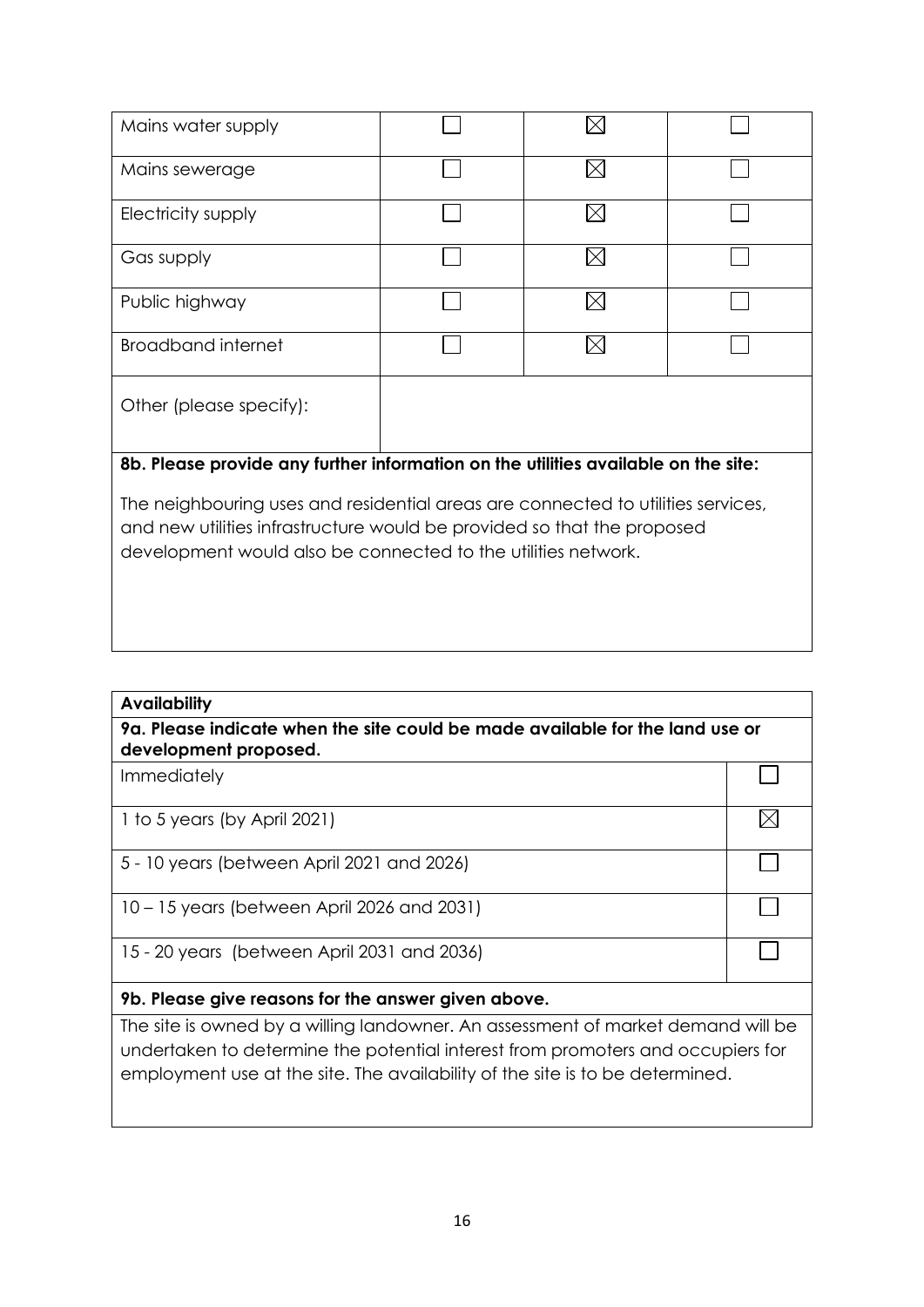| | | | |
|---|---|---|---|
| Mains water supply | ☐ | ☒ | ☐ |
| Mains sewerage | ☐ | ☒ | ☐ |
| Electricity supply | ☐ | ☒ | ☐ |
| Gas supply | ☐ | ☒ | ☐ |
| Public highway | ☐ | ☒ | ☐ |
| Broadband internet | ☐ | ☒ | ☐ |
| Other (please specify): | | | |

**8b. Please provide any further information on the utilities available on the site:**

The neighbouring uses and residential areas are connected to utilities services, and new utilities infrastructure would be provided so that the proposed development would also be connected to the utilities network.

| **Availability** | |
|---|---|
| **9a. Please indicate when the site could be made available for the land use or development proposed.** | |
| Immediately | ☐ |
| 1 to 5 years (by April 2021) | ☒ |
| 5 - 10 years (between April 2021 and 2026) | ☐ |
| 10 – 15 years (between April 2026 and 2031) | ☐ |
| 15 - 20 years (between April 2031 and 2036) | ☐ |

**9b. Please give reasons for the answer given above.**

The site is owned by a willing landowner. An assessment of market demand will be undertaken to determine the potential interest from promoters and occupiers for employment use at the site. The availability of the site is to be determined.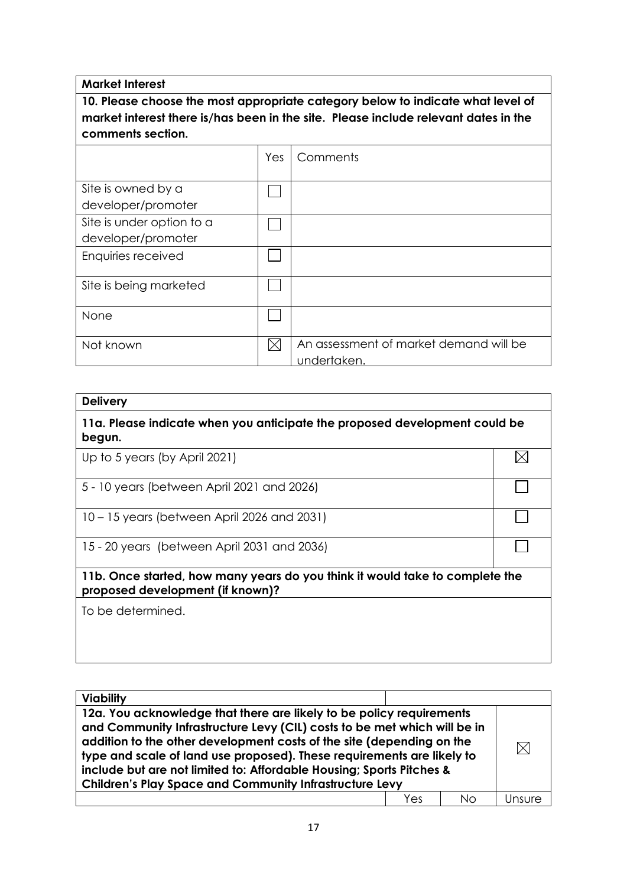**Market Interest**

**10. Please choose the most appropriate category below to indicate what level of market interest there is/has been in the site. Please include relevant dates in the comments section.**

| | Yes | Comments |
|---|---|---|
| Site is owned by a developer/promoter | ☐ | |
| Site is under option to a developer/promoter | ☐ | |
| Enquiries received | ☐ | |
| Site is being marketed | ☐ | |
| None | ☐ | |
| Not known | ☒ | An assessment of market demand will be undertaken. |

**Delivery**

**11a. Please indicate when you anticipate the proposed development could be begun.**

| | |
|---|---|
| Up to 5 years (by April 2021) | ☒ |
| 5 - 10 years (between April 2021 and 2026) | ☐ |
| 10 – 15 years (between April 2026 and 2031) | ☐ |
| 15 - 20 years (between April 2031 and 2036) | ☐ |

**11b. Once started, how many years do you think it would take to complete the proposed development (if known)?**

To be determined.

**Viability**

| **12a. You acknowledge that there are likely to be policy requirements and Community Infrastructure Levy (CIL) costs to be met which will be in addition to the other development costs of the site (depending on the type and scale of land use proposed). These requirements are likely to include but are not limited to: Affordable Housing; Sports Pitches & Children's Play Space and Community Infrastructure Levy** | | | ☒ |
|---|---|---|---|
| | Yes | No | Unsure |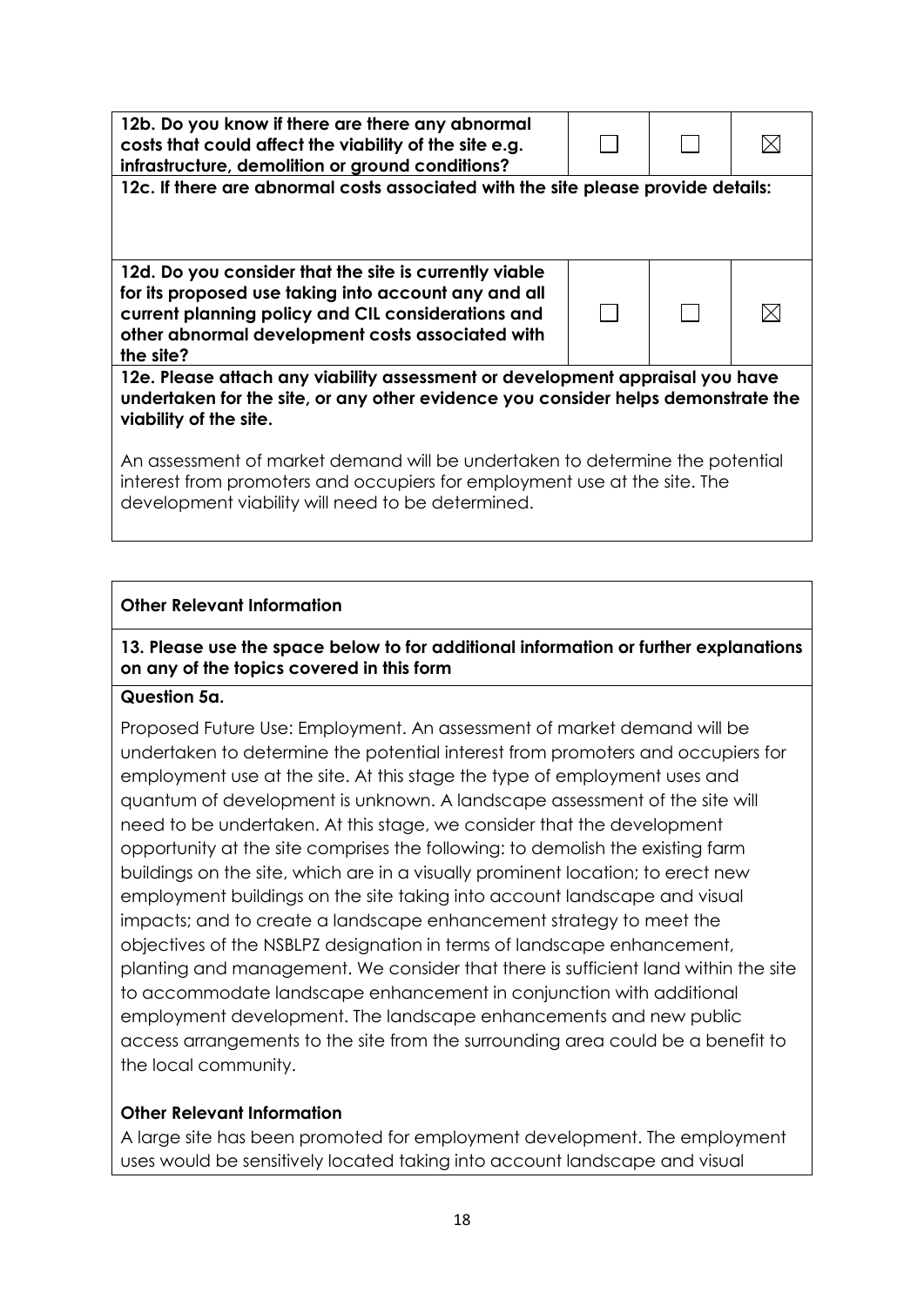| 12b. Do you know if there are there any abnormal costs that could affect the viability of the site e.g. infrastructure, demolition or ground conditions? | ☐ | ☐ | ☒ |
|---|---|---|---|
| **12c. If there are abnormal costs associated with the site please provide details:** | | | |
| **12d. Do you consider that the site is currently viable for its proposed use taking into account any and all current planning policy and CIL considerations and other abnormal development costs associated with the site?** | ☐ | ☐ | ☒ |
| **12e. Please attach any viability assessment or development appraisal you have undertaken for the site, or any other evidence you consider helps demonstrate the viability of the site.**<br><br>An assessment of market demand will be undertaken to determine the potential interest from promoters and occupiers for employment use at the site. The development viability will need to be determined. | | | |

**Other Relevant Information**

**13. Please use the space below to for additional information or further explanations on any of the topics covered in this form**

**Question 5a.**

Proposed Future Use: Employment. An assessment of market demand will be undertaken to determine the potential interest from promoters and occupiers for employment use at the site. At this stage the type of employment uses and quantum of development is unknown. A landscape assessment of the site will need to be undertaken. At this stage, we consider that the development opportunity at the site comprises the following: to demolish the existing farm buildings on the site, which are in a visually prominent location; to erect new employment buildings on the site taking into account landscape and visual impacts; and to create a landscape enhancement strategy to meet the objectives of the NSBLPZ designation in terms of landscape enhancement, planting and management. We consider that there is sufficient land within the site to accommodate landscape enhancement in conjunction with additional employment development. The landscape enhancements and new public access arrangements to the site from the surrounding area could be a benefit to the local community.

**Other Relevant Information**

A large site has been promoted for employment development. The employment uses would be sensitively located taking into account landscape and visual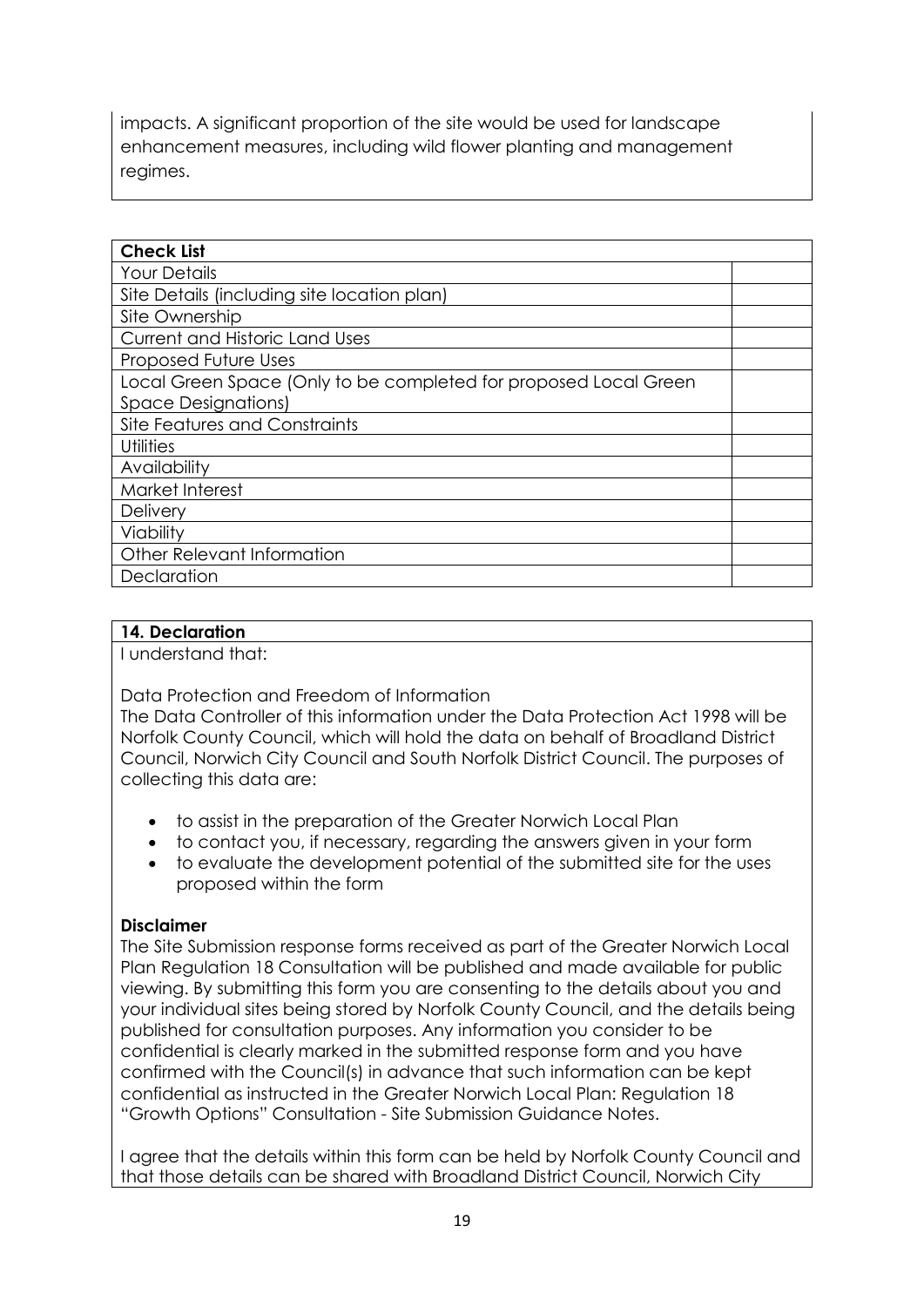impacts. A significant proportion of the site would be used for landscape enhancement measures, including wild flower planting and management regimes.

| **Check List** | |
|---|---|
| Your Details | |
| Site Details (including site location plan) | |
| Site Ownership | |
| Current and Historic Land Uses | |
| Proposed Future Uses | |
| Local Green Space (Only to be completed for proposed Local Green Space Designations) | |
| Site Features and Constraints | |
| Utilities | |
| Availability | |
| Market Interest | |
| Delivery | |
| Viability | |
| Other Relevant Information | |
| Declaration | |

**14. Declaration**

I understand that:

Data Protection and Freedom of Information

The Data Controller of this information under the Data Protection Act 1998 will be Norfolk County Council, which will hold the data on behalf of Broadland District Council, Norwich City Council and South Norfolk District Council. The purposes of collecting this data are:

- to assist in the preparation of the Greater Norwich Local Plan
- to contact you, if necessary, regarding the answers given in your form
- to evaluate the development potential of the submitted site for the uses proposed within the form

**Disclaimer**

The Site Submission response forms received as part of the Greater Norwich Local Plan Regulation 18 Consultation will be published and made available for public viewing. By submitting this form you are consenting to the details about you and your individual sites being stored by Norfolk County Council, and the details being published for consultation purposes. Any information you consider to be confidential is clearly marked in the submitted response form and you have confirmed with the Council(s) in advance that such information can be kept confidential as instructed in the Greater Norwich Local Plan: Regulation 18 "Growth Options" Consultation - Site Submission Guidance Notes.

I agree that the details within this form can be held by Norfolk County Council and that those details can be shared with Broadland District Council, Norwich City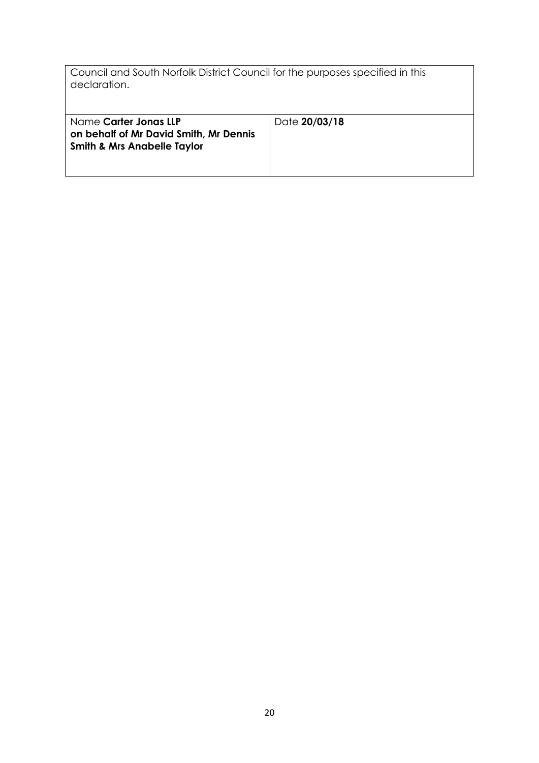| Council and South Norfolk District Council for the purposes specified in this declaration. | |
| --- | --- |
| Name **Carter Jonas LLP on behalf of Mr David Smith, Mr Dennis Smith & Mrs Anabelle Taylor** | Date **20/03/18** |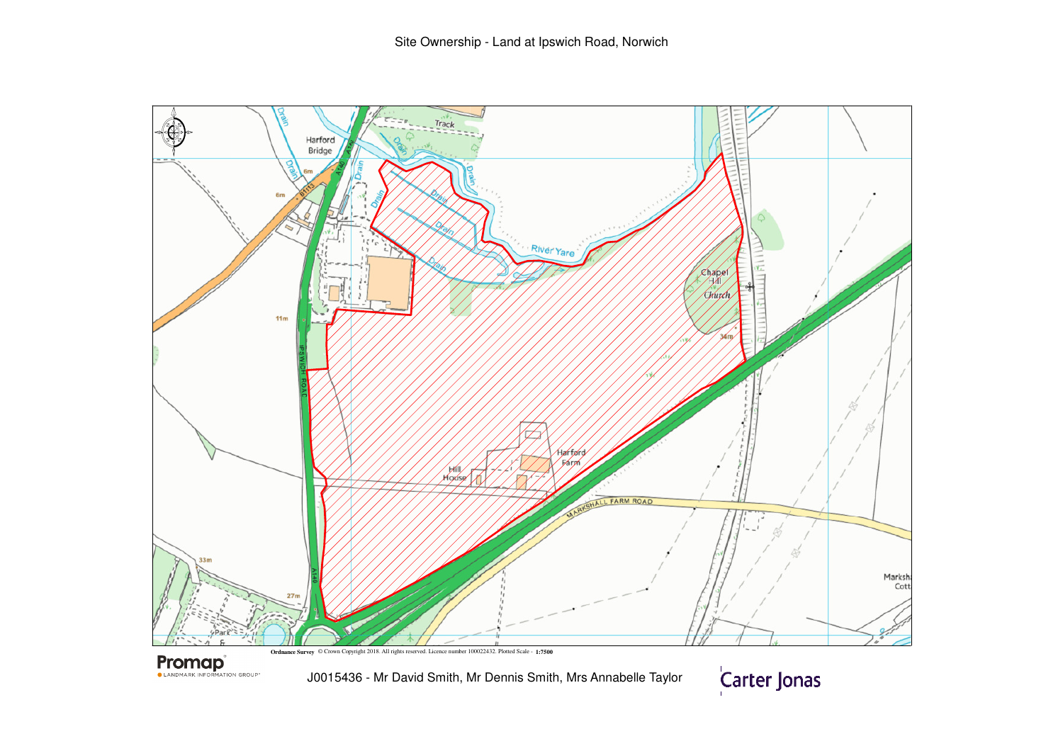# Site Ownership - Land at Ipswich Road, Norwich

Drain

Harford Bridge

Track

A140

B1113

6m

Drain

River Yare

Chapel Hill Church

34m

11m

IPSWICH ROAD

Hill House

Harford Farm

MARKSHALL FARM ROAD

33m

27m

A140

Park

Marksha Cott

Ordnance Survey © Crown Copyright 2018. All rights reserved. Licence number 100022432. Plotted Scale - 1:7500

Promap
LANDMARK INFORMATION GROUP

J0015436 - Mr David Smith, Mr Dennis Smith, Mrs Annabelle Taylor

Carter Jonas